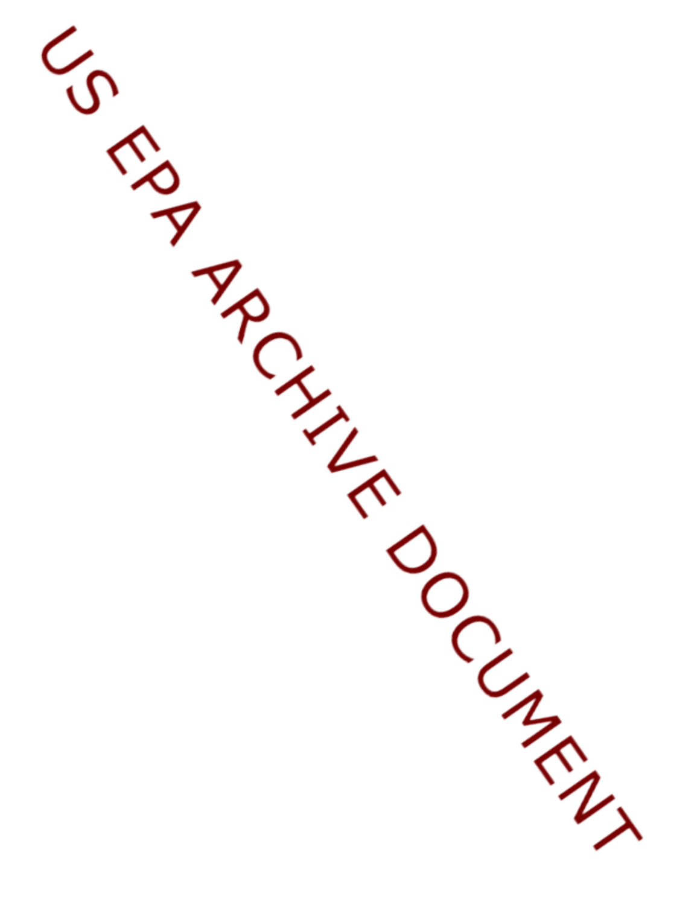US EPA ARCHIVE DOCUMENT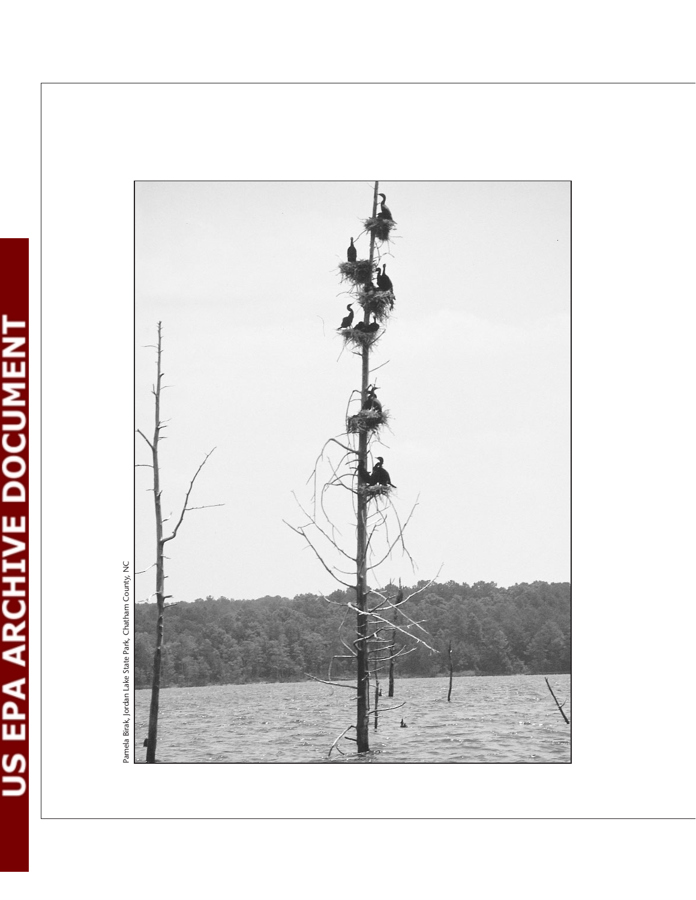Pamela Birak, Jordan Lake State Park, Chatham County, NC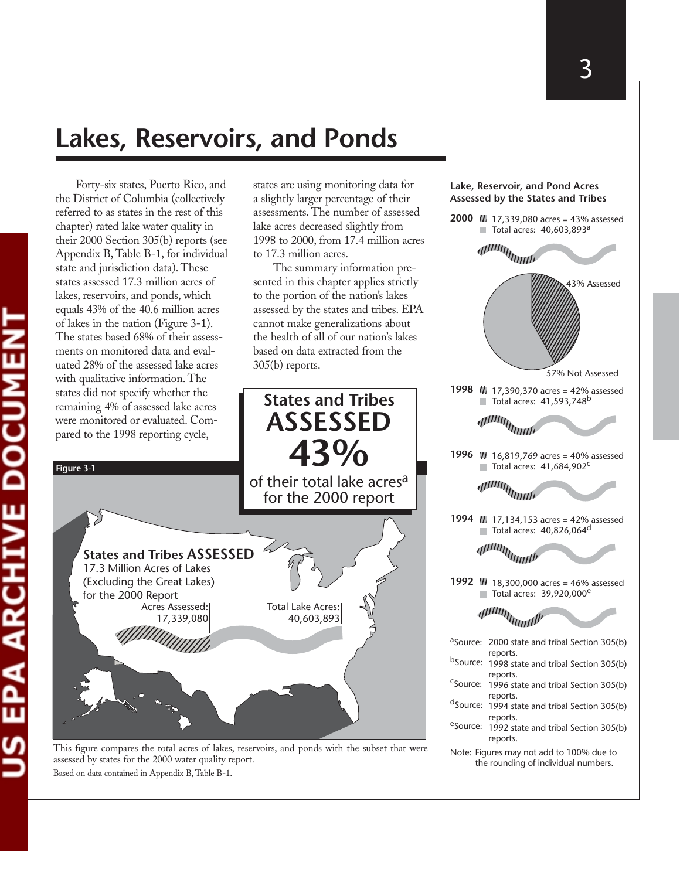# Lakes, Reservoirs, and Ponds

Forty-six states, Puerto Rico, and the District of Columbia (collectively referred to as states in the rest of this chapter) rated lake water quality in their 2000 Section 305(b) reports (see Appendix B, Table B-1, for individual state and jurisdiction data). These states assessed 17.3 million acres of lakes, reservoirs, and ponds, which equals 43% of the 40.6 million acres of lakes in the nation (Figure 3-1). The states based 68% of their assessments on monitored data and evaluated 28% of the assessed lake acres with qualitative information. The states did not specify whether the remaining 4% of assessed lake acres were monitored or evaluated. Compared to the 1998 reporting cycle, states are using monitoring data for a slightly larger percentage of their assessments. The number of assessed lake acres decreased slightly from 1998 to 2000, from 17.4 million acres to 17.3 million acres.

The summary information presented in this chapter applies strictly to the portion of the nation's lakes assessed by the states and tribes. EPA cannot make generalizations about the health of all of our nation's lakes based on data extracted from the 305(b) reports.

**Figure 3-1**

**States and Tribes ASSESSED 43%** of their total lake acres[a] for the 2000 report

**States and Tribes ASSESSED** 17.3 Million Acres of Lakes (Excluding the Great Lakes) for the 2000 Report

Acres Assessed: 17,339,080

Total Lake Acres: 40,603,893

This figure compares the total acres of lakes, reservoirs, and ponds with the subset that were assessed by states for the 2000 water quality report.

Based on data contained in Appendix B, Table B-1.

**Lake, Reservoir, and Pond Acres Assessed by the States and Tribes**

**2000** 17,339,080 acres = 43% assessed
Total acres: 40,603,893[a]

43% Assessed
57% Not Assessed

**1998** 17,390,370 acres = 42% assessed
Total acres: 41,593,748[b]

**1996** 16,819,769 acres = 40% assessed
Total acres: 41,684,902[c]

**1994** 17,134,153 acres = 42% assessed
Total acres: 40,826,064[d]

**1992** 18,300,000 acres = 46% assessed
Total acres: 39,920,000[e]

[a]Source: 2000 state and tribal Section 305(b) reports.
[b]Source: 1998 state and tribal Section 305(b) reports.
[c]Source: 1996 state and tribal Section 305(b) reports.
[d]Source: 1994 state and tribal Section 305(b) reports.
[e]Source: 1992 state and tribal Section 305(b) reports.

Note: Figures may not add to 100% due to the rounding of individual numbers.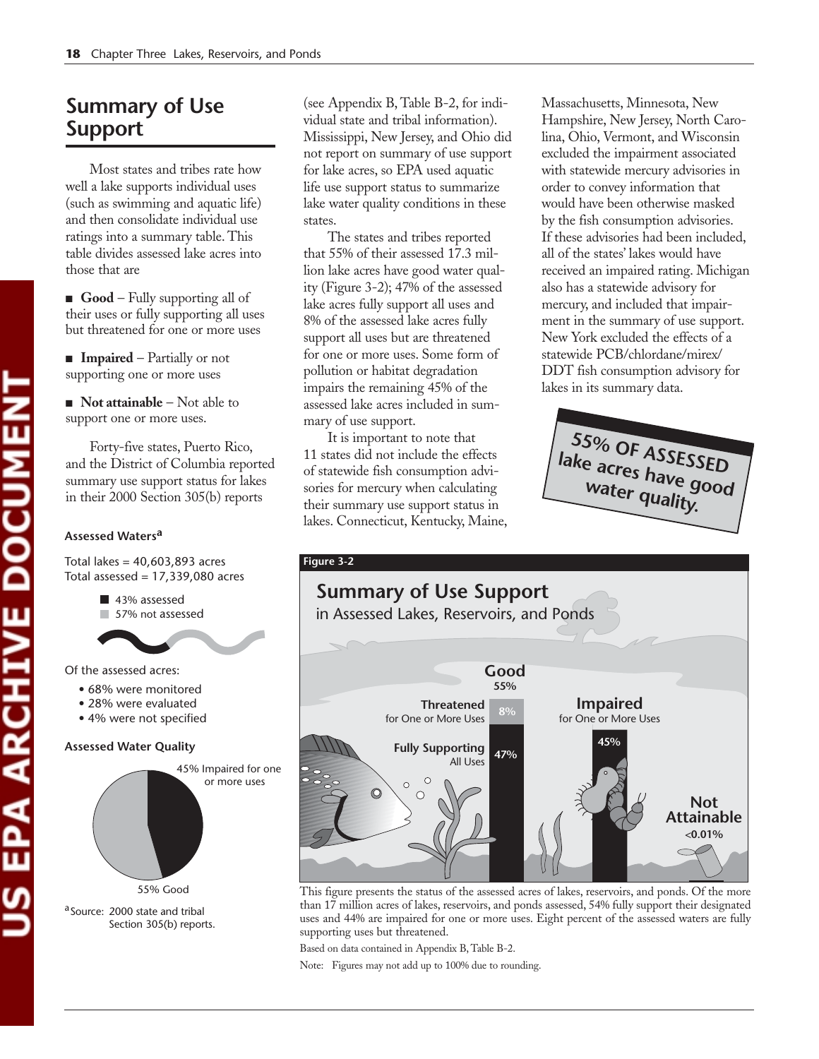## Summary of Use Support

Most states and tribes rate how well a lake supports individual uses (such as swimming and aquatic life) and then consolidate individual use ratings into a summary table. This table divides assessed lake acres into those that are

- **Good** – Fully supporting all of their uses or fully supporting all uses but threatened for one or more uses
- **Impaired** – Partially or not supporting one or more uses
- **Not attainable** – Not able to support one or more uses.

Forty-five states, Puerto Rico, and the District of Columbia reported summary use support status for lakes in their 2000 Section 305(b) reports (see Appendix B, Table B-2, for individual state and tribal information). Mississippi, New Jersey, and Ohio did not report on summary of use support for lake acres, so EPA used aquatic life use support status to summarize lake water quality conditions in these states.

The states and tribes reported that 55% of their assessed 17.3 million lake acres have good water quality (Figure 3-2); 47% of the assessed lake acres fully support all uses and 8% of the assessed lake acres fully support all uses but are threatened for one or more uses. Some form of pollution or habitat degradation impairs the remaining 45% of the assessed lake acres included in summary of use support.

It is important to note that 11 states did not include the effects of statewide fish consumption advisories for mercury when calculating their summary use support status in lakes. Connecticut, Kentucky, Maine, Massachusetts, Minnesota, New Hampshire, New Jersey, North Carolina, Ohio, Vermont, and Wisconsin excluded the impairment associated with statewide mercury advisories in order to convey information that would have been otherwise masked by the fish consumption advisories. If these advisories had been included, all of the states' lakes would have received an impaired rating. Michigan also has a statewide advisory for mercury, and included that impairment in the summary of use support. New York excluded the effects of a statewide PCB/chlordane/mirex/DDT fish consumption advisory for lakes in its summary data.

**55% OF ASSESSED lake acres have good water quality.**

### Assessed Waters[a]

Total lakes = 40,603,893 acres
Total assessed = 17,339,080 acres

- 43% assessed
- 57% not assessed

Of the assessed acres:

- 68% were monitored
- 28% were evaluated
- 4% were not specified

### Assessed Water Quality

- 45% Impaired for one or more uses
- 55% Good

[a]Source: 2000 state and tribal Section 305(b) reports.

**Figure 3-2**

**Summary of Use Support** in Assessed Lakes, Reservoirs, and Ponds

- Good 55%
  - Threatened for One or More Uses: 8%
  - Fully Supporting All Uses: 47%
- Impaired for One or More Uses: 45%
- Not Attainable: <0.01%

This figure presents the status of the assessed acres of lakes, reservoirs, and ponds. Of the more than 17 million acres of lakes, reservoirs, and ponds assessed, 54% fully support their designated uses and 44% are impaired for one or more uses. Eight percent of the assessed waters are fully supporting uses but threatened.

Based on data contained in Appendix B, Table B-2.

Note: Figures may not add up to 100% due to rounding.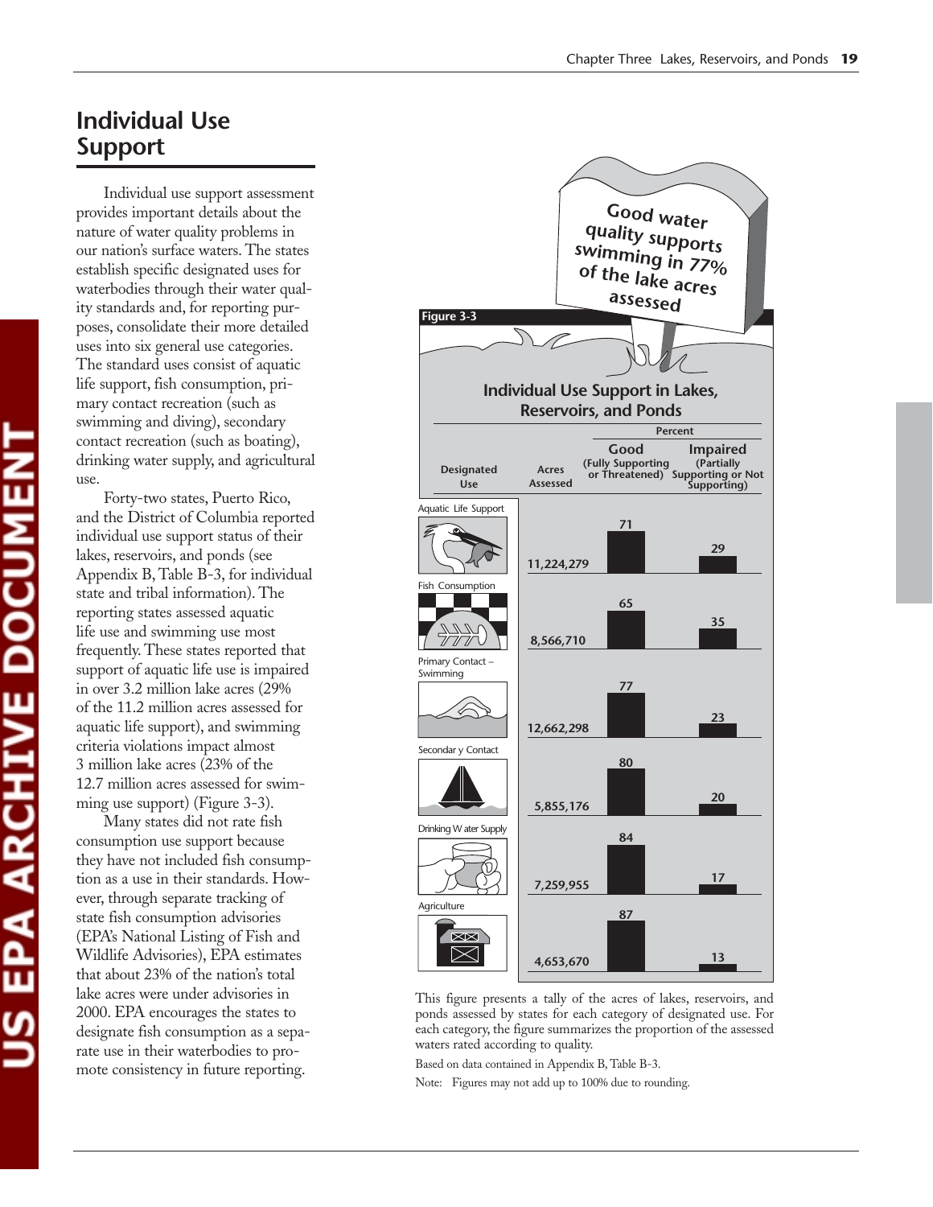## Individual Use Support

Individual use support assessment provides important details about the nature of water quality problems in our nation's surface waters. The states establish specific designated uses for waterbodies through their water quality standards and, for reporting purposes, consolidate their more detailed uses into six general use categories. The standard uses consist of aquatic life support, fish consumption, primary contact recreation (such as swimming and diving), secondary contact recreation (such as boating), drinking water supply, and agricultural use.

Forty-two states, Puerto Rico, and the District of Columbia reported individual use support status of their lakes, reservoirs, and ponds (see Appendix B, Table B-3, for individual state and tribal information). The reporting states assessed aquatic life use and swimming use most frequently. These states reported that support of aquatic life use is impaired in over 3.2 million lake acres (29% of the 11.2 million acres assessed for aquatic life support), and swimming criteria violations impact almost 3 million lake acres (23% of the 12.7 million acres assessed for swimming use support) (Figure 3-3).

Many states did not rate fish consumption use support because they have not included fish consumption as a use in their standards. However, through separate tracking of state fish consumption advisories (EPA's National Listing of Fish and Wildlife Advisories), EPA estimates that about 23% of the nation's total lake acres were under advisories in 2000. EPA encourages the states to designate fish consumption as a separate use in their waterbodies to promote consistency in future reporting.

**Good water quality supports swimming in 77% of the lake acres assessed**

**Figure 3-3**

**Individual Use Support in Lakes, Reservoirs, and Ponds**

| Designated Use | Acres Assessed | Percent Good (Fully Supporting or Threatened) | Percent Impaired (Partially Supporting or Not Supporting) |
|---|---|---|---|
| Aquatic Life Support | 11,224,279 | 71 | 29 |
| Fish Consumption | 8,566,710 | 65 | 35 |
| Primary Contact – Swimming | 12,662,298 | 77 | 23 |
| Secondary Contact | 5,855,176 | 80 | 20 |
| Drinking Water Supply | 7,259,955 | 84 | 17 |
| Agriculture | 4,653,670 | 87 | 13 |

This figure presents a tally of the acres of lakes, reservoirs, and ponds assessed by states for each category of designated use. For each category, the figure summarizes the proportion of the assessed waters rated according to quality.

Based on data contained in Appendix B, Table B-3.

Note: Figures may not add up to 100% due to rounding.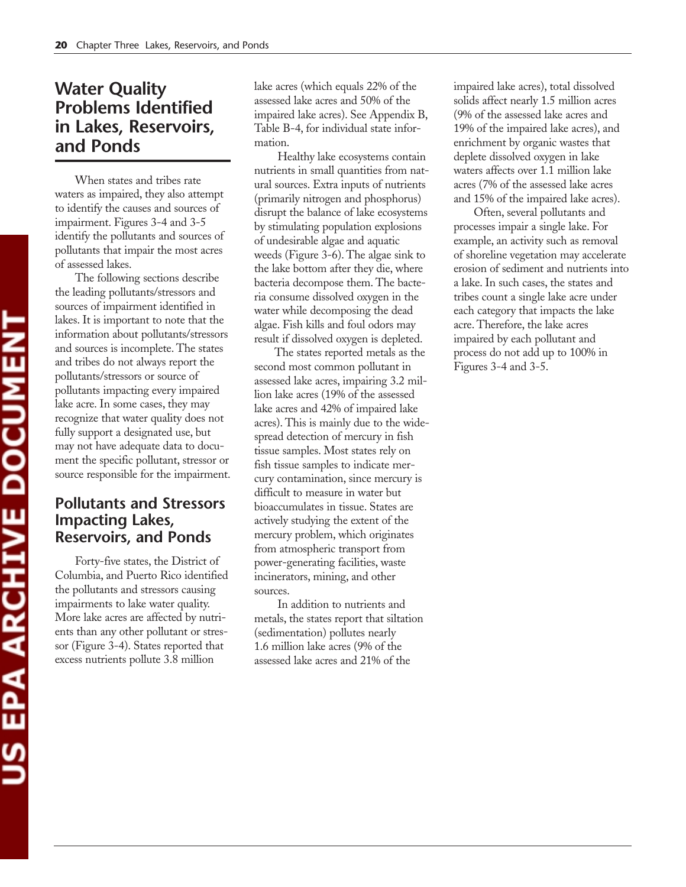## Water Quality Problems Identified in Lakes, Reservoirs, and Ponds

When states and tribes rate waters as impaired, they also attempt to identify the causes and sources of impairment. Figures 3-4 and 3-5 identify the pollutants and sources of pollutants that impair the most acres of assessed lakes.

The following sections describe the leading pollutants/stressors and sources of impairment identified in lakes. It is important to note that the information about pollutants/stressors and sources is incomplete. The states and tribes do not always report the pollutants/stressors or source of pollutants impacting every impaired lake acre. In some cases, they may recognize that water quality does not fully support a designated use, but may not have adequate data to document the specific pollutant, stressor or source responsible for the impairment.

### Pollutants and Stressors Impacting Lakes, Reservoirs, and Ponds

Forty-five states, the District of Columbia, and Puerto Rico identified the pollutants and stressors causing impairments to lake water quality. More lake acres are affected by nutrients than any other pollutant or stressor (Figure 3-4). States reported that excess nutrients pollute 3.8 million lake acres (which equals 22% of the assessed lake acres and 50% of the impaired lake acres). See Appendix B, Table B-4, for individual state information.

Healthy lake ecosystems contain nutrients in small quantities from natural sources. Extra inputs of nutrients (primarily nitrogen and phosphorus) disrupt the balance of lake ecosystems by stimulating population explosions of undesirable algae and aquatic weeds (Figure 3-6). The algae sink to the lake bottom after they die, where bacteria decompose them. The bacteria consume dissolved oxygen in the water while decomposing the dead algae. Fish kills and foul odors may result if dissolved oxygen is depleted.

The states reported metals as the second most common pollutant in assessed lake acres, impairing 3.2 million lake acres (19% of the assessed lake acres and 42% of impaired lake acres). This is mainly due to the widespread detection of mercury in fish tissue samples. Most states rely on fish tissue samples to indicate mercury contamination, since mercury is difficult to measure in water but bioaccumulates in tissue. States are actively studying the extent of the mercury problem, which originates from atmospheric transport from power-generating facilities, waste incinerators, mining, and other sources.

In addition to nutrients and metals, the states report that siltation (sedimentation) pollutes nearly 1.6 million lake acres (9% of the assessed lake acres and 21% of the impaired lake acres), total dissolved solids affect nearly 1.5 million acres (9% of the assessed lake acres and 19% of the impaired lake acres), and enrichment by organic wastes that deplete dissolved oxygen in lake waters affects over 1.1 million lake acres (7% of the assessed lake acres and 15% of the impaired lake acres).

Often, several pollutants and processes impair a single lake. For example, an activity such as removal of shoreline vegetation may accelerate erosion of sediment and nutrients into a lake. In such cases, the states and tribes count a single lake acre under each category that impacts the lake acre. Therefore, the lake acres impaired by each pollutant and process do not add up to 100% in Figures 3-4 and 3-5.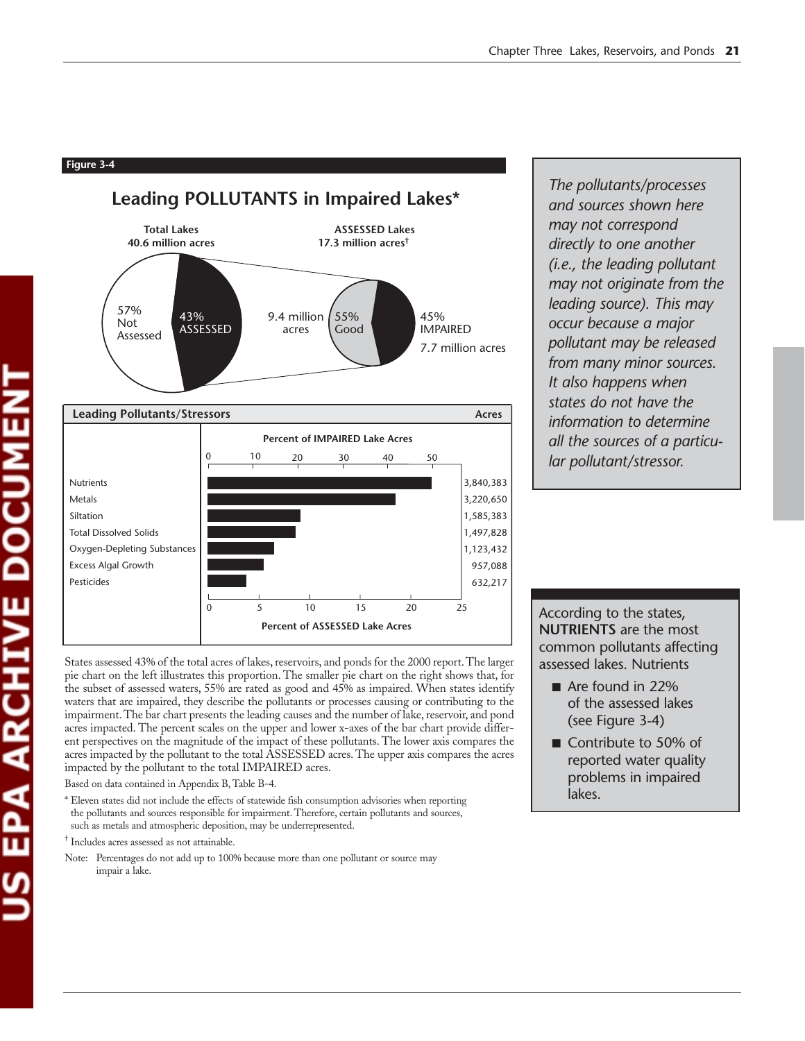**Figure 3-4**

## Leading POLLUTANTS in Impaired Lakes*

Total Lakes
40.6 million acres

ASSESSED Lakes
17.3 million acres†

57% Not Assessed

43% ASSESSED

9.4 million acres

55% Good

45% IMPAIRED
7.7 million acres

| Leading Pollutants/Stressors | Acres |
|---|---|
| Nutrients | 3,840,383 |
| Metals | 3,220,650 |
| Siltation | 1,585,383 |
| Total Dissolved Solids | 1,497,828 |
| Oxygen-Depleting Substances | 1,123,432 |
| Excess Algal Growth | 957,088 |
| Pesticides | 632,217 |

Percent of IMPAIRED Lake Acres: 0, 10, 20, 30, 40, 50

Percent of ASSESSED Lake Acres: 0, 5, 10, 15, 20, 25

States assessed 43% of the total acres of lakes, reservoirs, and ponds for the 2000 report. The larger pie chart on the left illustrates this proportion. The smaller pie chart on the right shows that, for the subset of assessed waters, 55% are rated as good and 45% as impaired. When states identify waters that are impaired, they describe the pollutants or processes causing or contributing to the impairment. The bar chart presents the leading causes and the number of lake, reservoir, and pond acres impacted. The percent scales on the upper and lower x-axes of the bar chart provide different perspectives on the magnitude of the impact of these pollutants. The lower axis compares the acres impacted by the pollutant to the total ASSESSED acres. The upper axis compares the acres impacted by the pollutant to the total IMPAIRED acres.

Based on data contained in Appendix B, Table B-4.

\* Eleven states did not include the effects of statewide fish consumption advisories when reporting the pollutants and sources responsible for impairment. Therefore, certain pollutants and sources, such as metals and atmospheric deposition, may be underrepresented.

† Includes acres assessed as not attainable.

Note: Percentages do not add up to 100% because more than one pollutant or source may impair a lake.

*The pollutants/processes and sources shown here may not correspond directly to one another (i.e., the leading pollutant may not originate from the leading source). This may occur because a major pollutant may be released from many minor sources. It also happens when states do not have the information to determine all the sources of a particular pollutant/stressor.*

According to the states, **NUTRIENTS** are the most common pollutants affecting assessed lakes. Nutrients

- Are found in 22% of the assessed lakes (see Figure 3-4)
- Contribute to 50% of reported water quality problems in impaired lakes.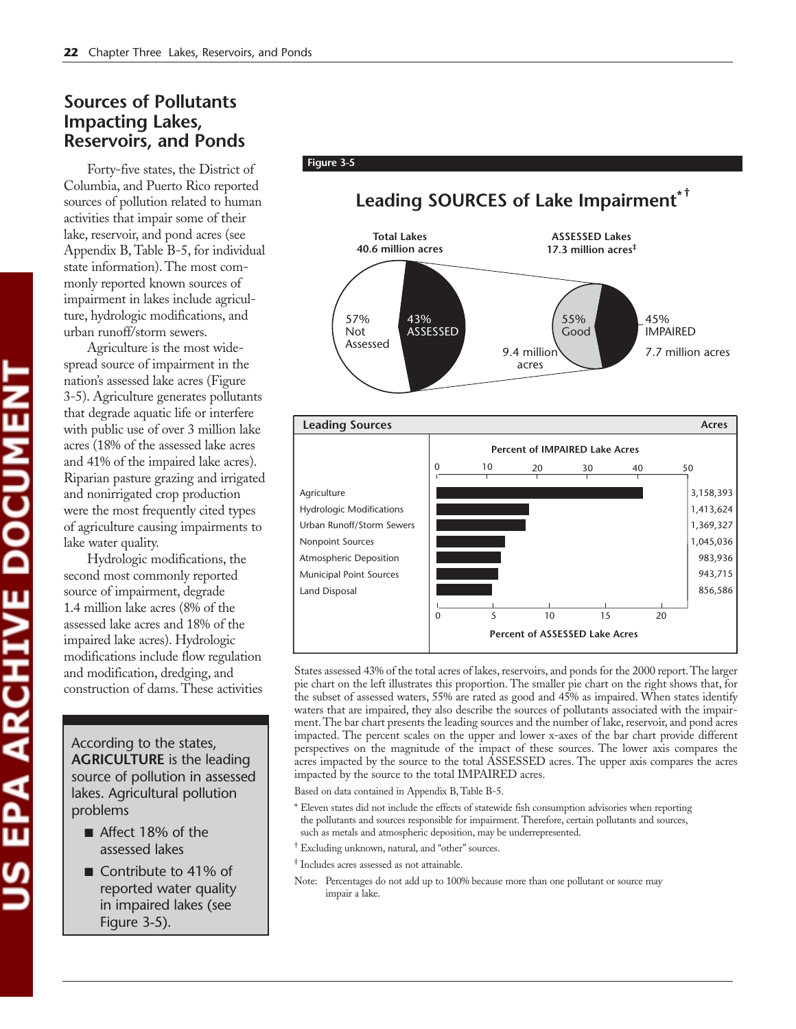## Sources of Pollutants Impacting Lakes, Reservoirs, and Ponds

Forty-five states, the District of Columbia, and Puerto Rico reported sources of pollution related to human activities that impair some of their lake, reservoir, and pond acres (see Appendix B, Table B-5, for individual state information). The most commonly reported known sources of impairment in lakes include agriculture, hydrologic modifications, and urban runoff/storm sewers.

Agriculture is the most widespread source of impairment in the nation's assessed lake acres (Figure 3-5). Agriculture generates pollutants that degrade aquatic life or interfere with public use of over 3 million lake acres (18% of the assessed lake acres and 41% of the impaired lake acres). Riparian pasture grazing and irrigated and nonirrigated crop production were the most frequently cited types of agriculture causing impairments to lake water quality.

Hydrologic modifications, the second most commonly reported source of impairment, degrade 1.4 million lake acres (8% of the assessed lake acres and 18% of the impaired lake acres). Hydrologic modifications include flow regulation and modification, dredging, and construction of dams. These activities

According to the states, **AGRICULTURE** is the leading source of pollution in assessed lakes. Agricultural pollution problems

- Affect 18% of the assessed lakes
- Contribute to 41% of reported water quality in impaired lakes (see Figure 3-5).

**Figure 3-5**

### Leading SOURCES of Lake Impairment*†

**Total Lakes** 40.6 million acres: 57% Not Assessed; 43% ASSESSED

**ASSESSED Lakes** 17.3 million acres‡: 55% Good (9.4 million acres); 45% IMPAIRED (7.7 million acres)

| Leading Sources | Acres |
|---|---|
| Agriculture | 3,158,393 |
| Hydrologic Modifications | 1,413,624 |
| Urban Runoff/Storm Sewers | 1,369,327 |
| Nonpoint Sources | 1,045,036 |
| Atmospheric Deposition | 983,936 |
| Municipal Point Sources | 943,715 |
| Land Disposal | 856,586 |

(Upper axis: Percent of IMPAIRED Lake Acres, 0–50; lower axis: Percent of ASSESSED Lake Acres, 0–20)

States assessed 43% of the total acres of lakes, reservoirs, and ponds for the 2000 report. The larger pie chart on the left illustrates this proportion. The smaller pie chart on the right shows that, for the subset of assessed waters, 55% are rated as good and 45% as impaired. When states identify waters that are impaired, they also describe the sources of pollutants associated with the impairment. The bar chart presents the leading sources and the number of lake, reservoir, and pond acres impacted. The percent scales on the upper and lower x-axes of the bar chart provide different perspectives on the magnitude of the impact of these sources. The lower axis compares the acres impacted by the source to the total ASSESSED acres. The upper axis compares the acres impacted by the source to the total IMPAIRED acres.

Based on data contained in Appendix B, Table B-5.

\* Eleven states did not include the effects of statewide fish consumption advisories when reporting the pollutants and sources responsible for impairment. Therefore, certain pollutants and sources, such as metals and atmospheric deposition, may be underrepresented.

† Excluding unknown, natural, and "other" sources.

‡ Includes acres assessed as not attainable.

Note: Percentages do not add up to 100% because more than one pollutant or source may impair a lake.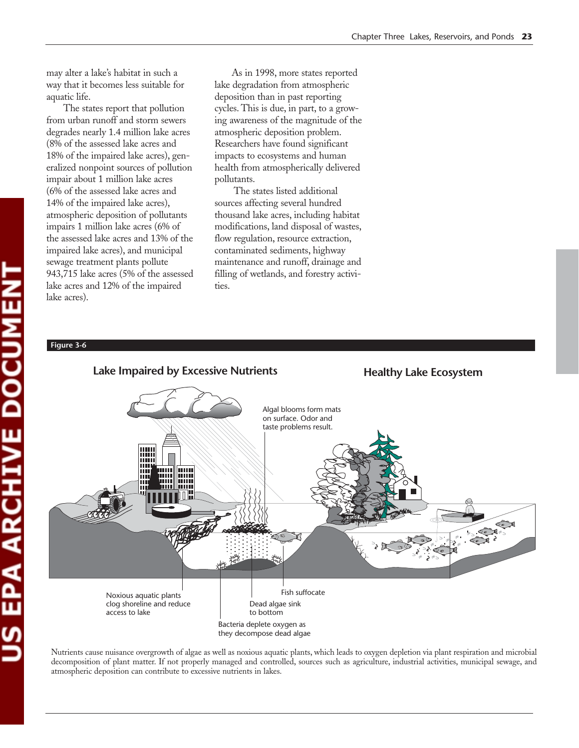may alter a lake's habitat in such a way that it becomes less suitable for aquatic life.

The states report that pollution from urban runoff and storm sewers degrades nearly 1.4 million lake acres (8% of the assessed lake acres and 18% of the impaired lake acres), generalized nonpoint sources of pollution impair about 1 million lake acres (6% of the assessed lake acres and 14% of the impaired lake acres), atmospheric deposition of pollutants impairs 1 million lake acres (6% of the assessed lake acres and 13% of the impaired lake acres), and municipal sewage treatment plants pollute 943,715 lake acres (5% of the assessed lake acres and 12% of the impaired lake acres).

As in 1998, more states reported lake degradation from atmospheric deposition than in past reporting cycles. This is due, in part, to a growing awareness of the magnitude of the atmospheric deposition problem. Researchers have found significant impacts to ecosystems and human health from atmospherically delivered pollutants.

The states listed additional sources affecting several hundred thousand lake acres, including habitat modifications, land disposal of wastes, flow regulation, resource extraction, contaminated sediments, highway maintenance and runoff, drainage and filling of wetlands, and forestry activities.

**Figure 3-6**

Lake Impaired by Excessive Nutrients

Healthy Lake Ecosystem

Algal blooms form mats on surface. Odor and taste problems result.

Noxious aquatic plants clog shoreline and reduce access to lake

Fish suffocate

Dead algae sink to bottom

Bacteria deplete oxygen as they decompose dead algae

Nutrients cause nuisance overgrowth of algae as well as noxious aquatic plants, which leads to oxygen depletion via plant respiration and microbial decomposition of plant matter. If not properly managed and controlled, sources such as agriculture, industrial activities, municipal sewage, and atmospheric deposition can contribute to excessive nutrients in lakes.